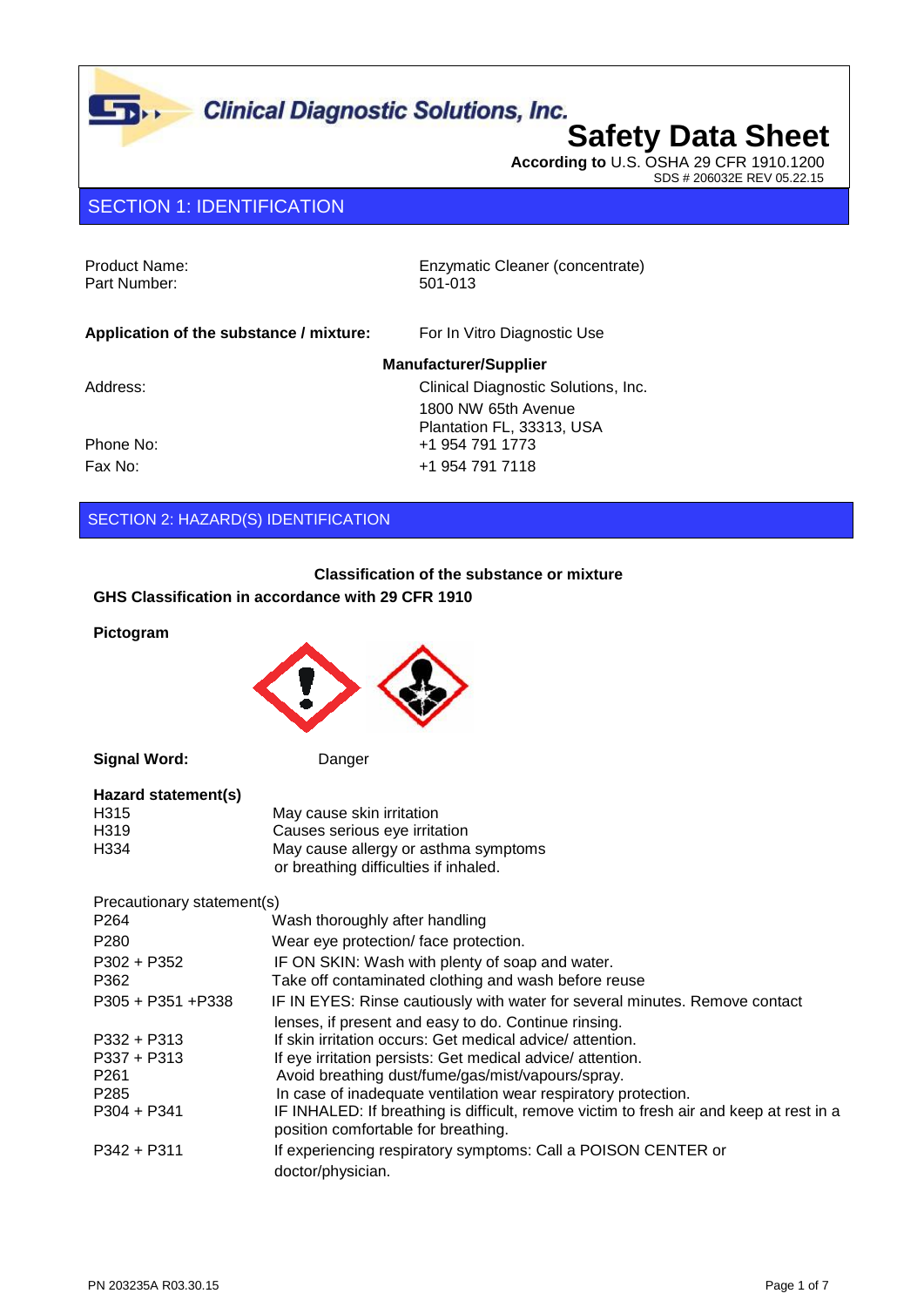Clinical Diagnostic Solutions, Inc.

# Safety Data Sheet

**According to** U.S. OSHA 29 CFR 1910.1200

SDS # 206032E REV 05.22.15

## SECTION 1: IDENTIFICATION

| | |
|---|---|
| Product Name: | Enzymatic Cleaner (concentrate) |
| Part Number: | 501-013 |

**Application of the substance / mixture:** For In Vitro Diagnostic Use

**Manufacturer/Supplier**

| | |
|---|---|
| Address: | Clinical Diagnostic Solutions, Inc.<br>1800 NW 65th Avenue<br>Plantation FL, 33313, USA |
| Phone No: | +1 954 791 1773 |
| Fax No: | +1 954 791 7118 |

## SECTION 2: HAZARD(S) IDENTIFICATION

**Classification of the substance or mixture**

**GHS Classification in accordance with 29 CFR 1910**

**Pictogram**

**Signal Word:** Danger

**Hazard statement(s)**

| | |
|---|---|
| H315 | May cause skin irritation |
| H319 | Causes serious eye irritation |
| H334 | May cause allergy or asthma symptoms or breathing difficulties if inhaled. |

Precautionary statement(s)

| | |
|---|---|
| P264 | Wash thoroughly after handling |
| P280 | Wear eye protection/ face protection. |
| P302 + P352 | IF ON SKIN: Wash with plenty of soap and water. |
| P362 | Take off contaminated clothing and wash before reuse |
| P305 + P351 +P338 | IF IN EYES: Rinse cautiously with water for several minutes. Remove contact lenses, if present and easy to do. Continue rinsing. |
| P332 + P313 | If skin irritation occurs: Get medical advice/ attention. |
| P337 + P313 | If eye irritation persists: Get medical advice/ attention. |
| P261 | Avoid breathing dust/fume/gas/mist/vapours/spray. |
| P285 | In case of inadequate ventilation wear respiratory protection. |
| P304 + P341 | IF INHALED: If breathing is difficult, remove victim to fresh air and keep at rest in a position comfortable for breathing. |
| P342 + P311 | If experiencing respiratory symptoms: Call a POISON CENTER or doctor/physician. |

PN 203235A R03.30.15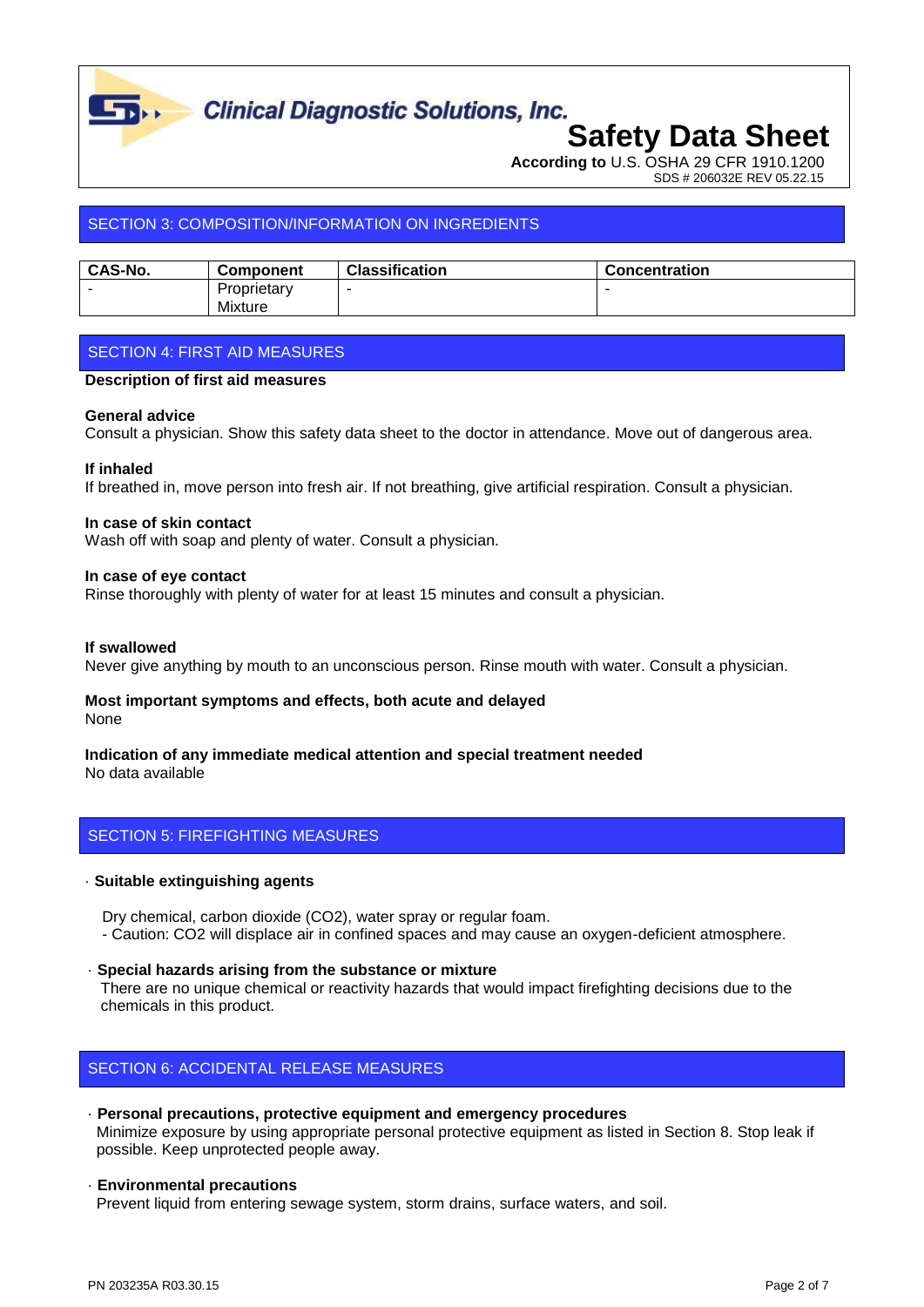## SECTION 3: COMPOSITION/INFORMATION ON INGREDIENTS

| CAS-No. | Component | Classification | Concentration |
| --- | --- | --- | --- |
| - | Proprietary Mixture | - | - |

## SECTION 4: FIRST AID MEASURES

**Description of first aid measures**

**General advice**
Consult a physician. Show this safety data sheet to the doctor in attendance. Move out of dangerous area.

**If inhaled**
If breathed in, move person into fresh air. If not breathing, give artificial respiration. Consult a physician.

**In case of skin contact**
Wash off with soap and plenty of water. Consult a physician.

**In case of eye contact**
Rinse thoroughly with plenty of water for at least 15 minutes and consult a physician.

**If swallowed**
Never give anything by mouth to an unconscious person. Rinse mouth with water. Consult a physician.

**Most important symptoms and effects, both acute and delayed**
None

**Indication of any immediate medical attention and special treatment needed**
No data available

## SECTION 5: FIREFIGHTING MEASURES

· **Suitable extinguishing agents**

Dry chemical, carbon dioxide ($CO_2$), water spray or regular foam.
- Caution: $CO_2$ will displace air in confined spaces and may cause an oxygen-deficient atmosphere.

· **Special hazards arising from the substance or mixture**
There are no unique chemical or reactivity hazards that would impact firefighting decisions due to the chemicals in this product.

## SECTION 6: ACCIDENTAL RELEASE MEASURES

· **Personal precautions, protective equipment and emergency procedures**
Minimize exposure by using appropriate personal protective equipment as listed in Section 8. Stop leak if possible. Keep unprotected people away.

· **Environmental precautions**
Prevent liquid from entering sewage system, storm drains, surface waters, and soil.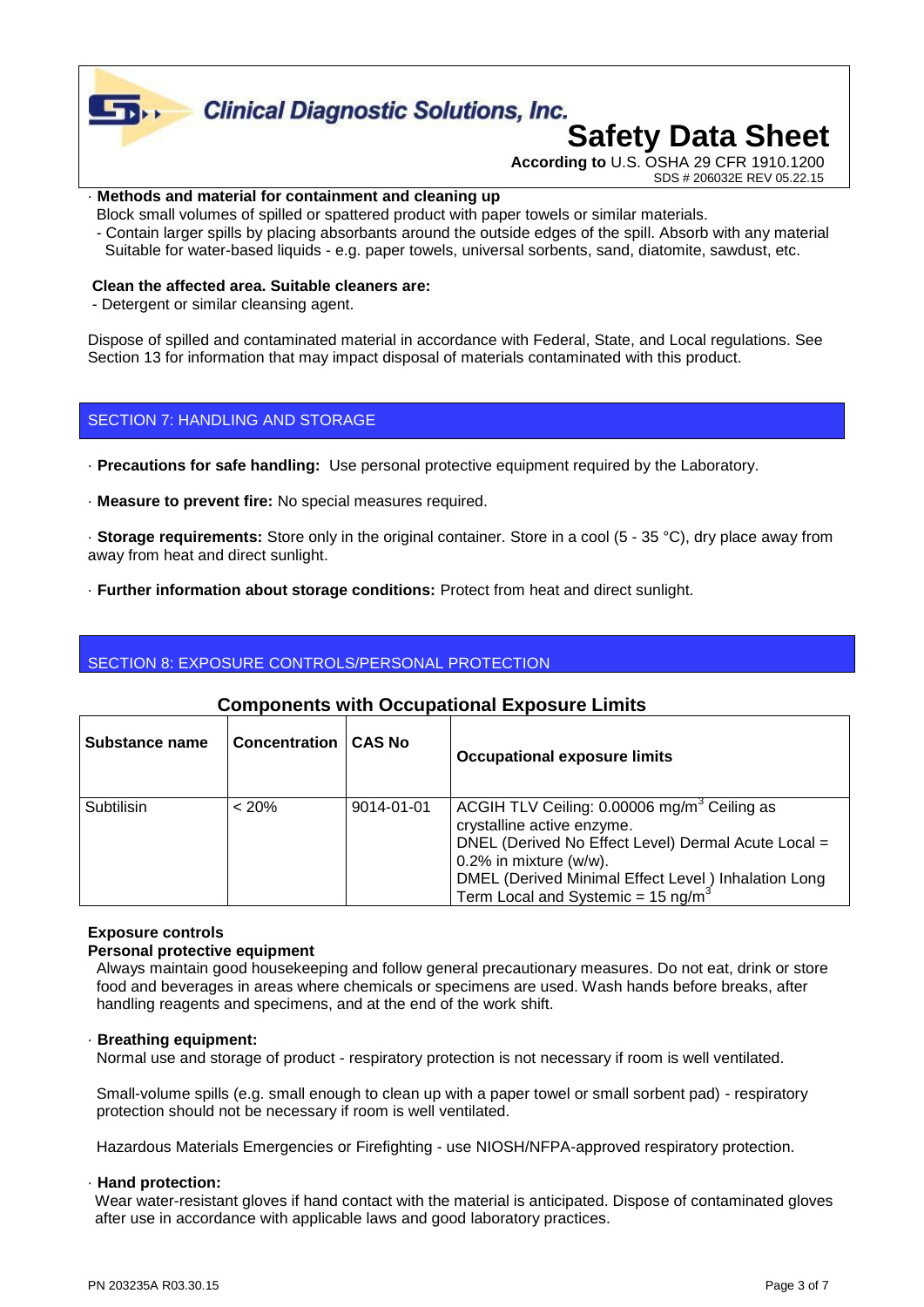· **Methods and material for containment and cleaning up**

Block small volumes of spilled or spattered product with paper towels or similar materials.

- Contain larger spills by placing absorbants around the outside edges of the spill. Absorb with any material Suitable for water-based liquids - e.g. paper towels, universal sorbents, sand, diatomite, sawdust, etc.

**Clean the affected area. Suitable cleaners are:**

- Detergent or similar cleansing agent.

Dispose of spilled and contaminated material in accordance with Federal, State, and Local regulations. See Section 13 for information that may impact disposal of materials contaminated with this product.

## SECTION 7: HANDLING AND STORAGE

· **Precautions for safe handling:** Use personal protective equipment required by the Laboratory.

· **Measure to prevent fire:** No special measures required.

· **Storage requirements:** Store only in the original container. Store in a cool (5 - 35 °C), dry place away from away from heat and direct sunlight.

· **Further information about storage conditions:** Protect from heat and direct sunlight.

## SECTION 8: EXPOSURE CONTROLS/PERSONAL PROTECTION

### Components with Occupational Exposure Limits

| Substance name | Concentration | CAS No | Occupational exposure limits |
|---|---|---|---|
| Subtilisin | < 20% | 9014-01-01 | ACGIH TLV Ceiling: 0.00006 mg/m$^3$ Ceiling as crystalline active enzyme. DNEL (Derived No Effect Level) Dermal Acute Local = 0.2% in mixture (w/w). DMEL (Derived Minimal Effect Level ) Inhalation Long Term Local and Systemic = 15 ng/m$^3$ |

**Exposure controls**

**Personal protective equipment**

Always maintain good housekeeping and follow general precautionary measures. Do not eat, drink or store food and beverages in areas where chemicals or specimens are used. Wash hands before breaks, after handling reagents and specimens, and at the end of the work shift.

· **Breathing equipment:**

Normal use and storage of product - respiratory protection is not necessary if room is well ventilated.

Small-volume spills (e.g. small enough to clean up with a paper towel or small sorbent pad) - respiratory protection should not be necessary if room is well ventilated.

Hazardous Materials Emergencies or Firefighting - use NIOSH/NFPA-approved respiratory protection.

· **Hand protection:**

Wear water-resistant gloves if hand contact with the material is anticipated. Dispose of contaminated gloves after use in accordance with applicable laws and good laboratory practices.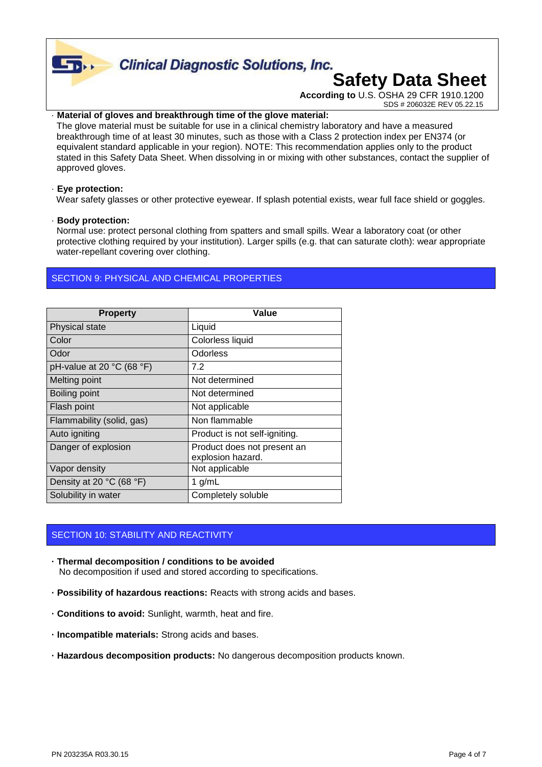· **Material of gloves and breakthrough time of the glove material:**
The glove material must be suitable for use in a clinical chemistry laboratory and have a measured breakthrough time of at least 30 minutes, such as those with a Class 2 protection index per EN374 (or equivalent standard applicable in your region). NOTE: This recommendation applies only to the product stated in this Safety Data Sheet. When dissolving in or mixing with other substances, contact the supplier of approved gloves.

· **Eye protection:**
Wear safety glasses or other protective eyewear. If splash potential exists, wear full face shield or goggles.

· **Body protection:**
Normal use: protect personal clothing from spatters and small spills. Wear a laboratory coat (or other protective clothing required by your institution). Larger spills (e.g. that can saturate cloth): wear appropriate water-repellant covering over clothing.

## SECTION 9: PHYSICAL AND CHEMICAL PROPERTIES

| Property | Value |
|---|---|
| Physical state | Liquid |
| Color | Colorless liquid |
| Odor | Odorless |
| pH-value at 20 °C (68 °F) | 7.2 |
| Melting point | Not determined |
| Boiling point | Not determined |
| Flash point | Not applicable |
| Flammability (solid, gas) | Non flammable |
| Auto igniting | Product is not self-igniting. |
| Danger of explosion | Product does not present an explosion hazard. |
| Vapor density | Not applicable |
| Density at 20 °C (68 °F) | 1 g/mL |
| Solubility in water | Completely soluble |

## SECTION 10: STABILITY AND REACTIVITY

· **Thermal decomposition / conditions to be avoided**
No decomposition if used and stored according to specifications.

· **Possibility of hazardous reactions:** Reacts with strong acids and bases.

· **Conditions to avoid:** Sunlight, warmth, heat and fire.

· **Incompatible materials:** Strong acids and bases.

· **Hazardous decomposition products:** No dangerous decomposition products known.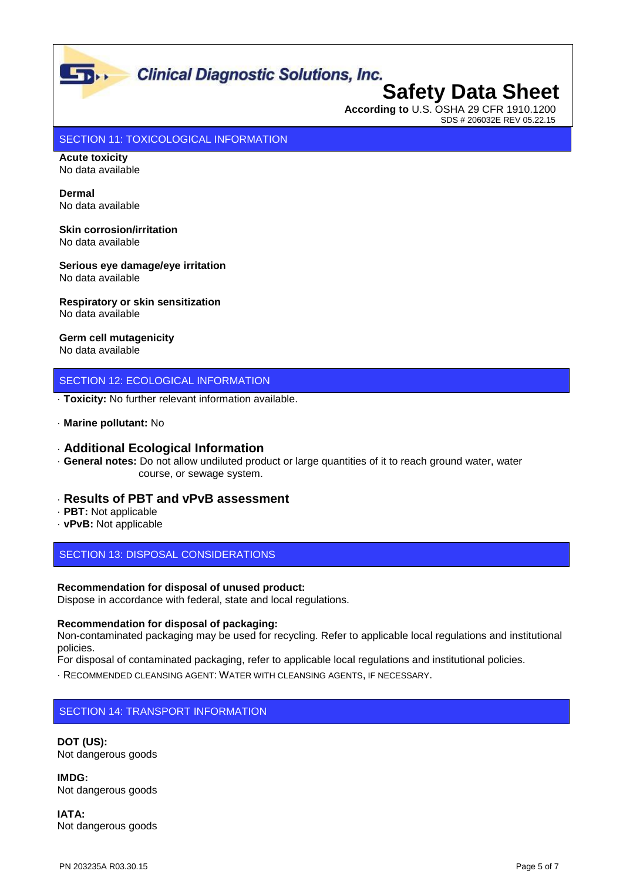## SECTION 11: TOXICOLOGICAL INFORMATION

**Acute toxicity**
No data available

**Dermal**
No data available

**Skin corrosion/irritation**
No data available

**Serious eye damage/eye irritation**
No data available

**Respiratory or skin sensitization**
No data available

**Germ cell mutagenicity**
No data available

## SECTION 12: ECOLOGICAL INFORMATION

· **Toxicity:** No further relevant information available.

· **Marine pollutant:** No

### · Additional Ecological Information

· **General notes:** Do not allow undiluted product or large quantities of it to reach ground water, water course, or sewage system.

### · Results of PBT and vPvB assessment

· **PBT:** Not applicable
· **vPvB:** Not applicable

## SECTION 13: DISPOSAL CONSIDERATIONS

**Recommendation for disposal of unused product:**
Dispose in accordance with federal, state and local regulations.

**Recommendation for disposal of packaging:**
Non-contaminated packaging may be used for recycling. Refer to applicable local regulations and institutional policies.
For disposal of contaminated packaging, refer to applicable local regulations and institutional policies.

· RECOMMENDED CLEANSING AGENT: WATER WITH CLEANSING AGENTS, IF NECESSARY.

## SECTION 14: TRANSPORT INFORMATION

**DOT (US):**
Not dangerous goods

**IMDG:**
Not dangerous goods

**IATA:**
Not dangerous goods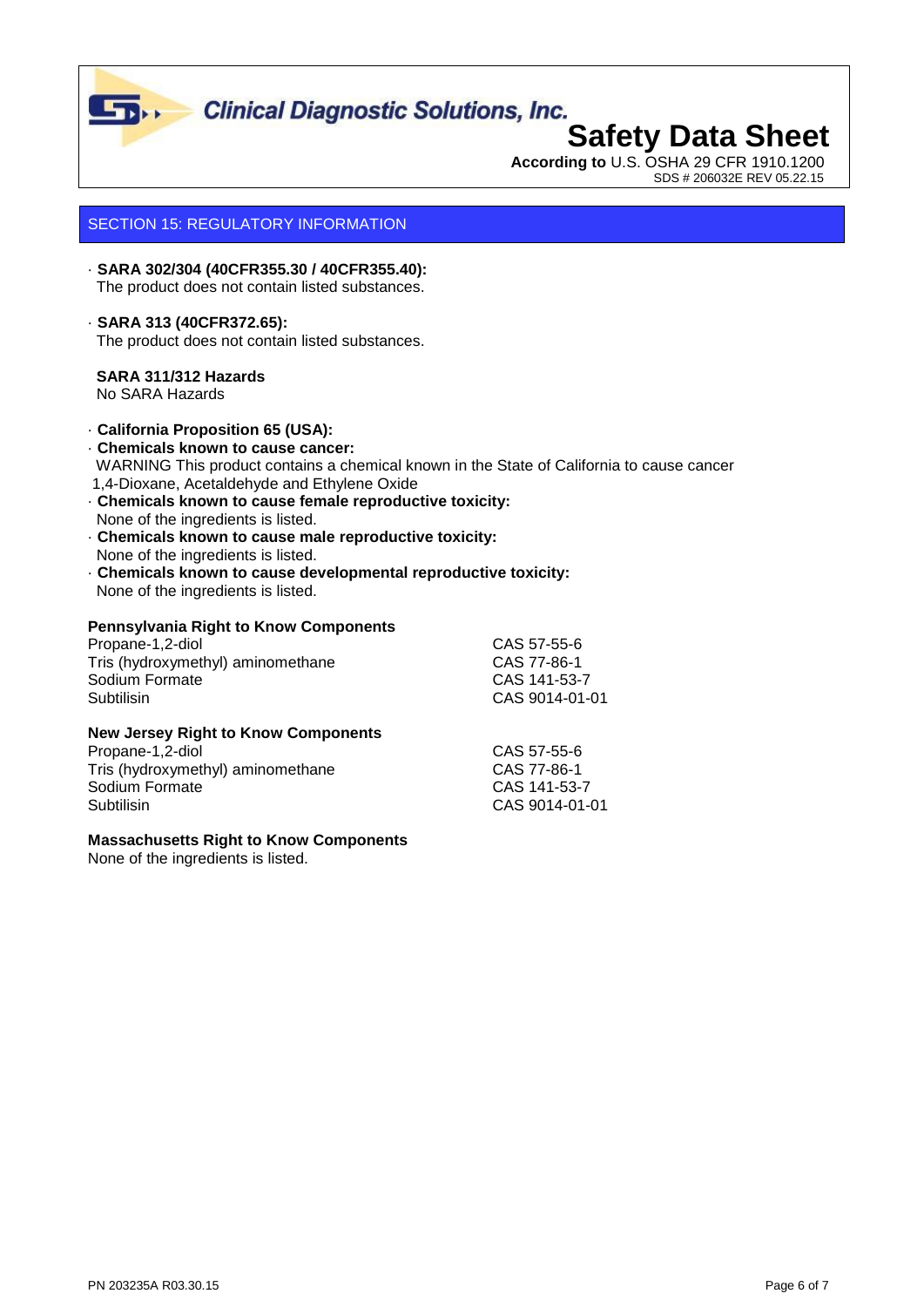## SECTION 15: REGULATORY INFORMATION

- **SARA 302/304 (40CFR355.30 / 40CFR355.40):**
  The product does not contain listed substances.

- **SARA 313 (40CFR372.65):**
  The product does not contain listed substances.

**SARA 311/312 Hazards**
No SARA Hazards

- **California Proposition 65 (USA):**
- **Chemicals known to cause cancer:**
  WARNING This product contains a chemical known in the State of California to cause cancer
  1,4-Dioxane, Acetaldehyde and Ethylene Oxide
- **Chemicals known to cause female reproductive toxicity:**
  None of the ingredients is listed.
- **Chemicals known to cause male reproductive toxicity:**
  None of the ingredients is listed.
- **Chemicals known to cause developmental reproductive toxicity:**
  None of the ingredients is listed.

**Pennsylvania Right to Know Components**

| | |
|---|---|
| Propane-1,2-diol | CAS 57-55-6 |
| Tris (hydroxymethyl) aminomethane | CAS 77-86-1 |
| Sodium Formate | CAS 141-53-7 |
| Subtilisin | CAS 9014-01-01 |

**New Jersey Right to Know Components**

| | |
|---|---|
| Propane-1,2-diol | CAS 57-55-6 |
| Tris (hydroxymethyl) aminomethane | CAS 77-86-1 |
| Sodium Formate | CAS 141-53-7 |
| Subtilisin | CAS 9014-01-01 |

**Massachusetts Right to Know Components**
None of the ingredients is listed.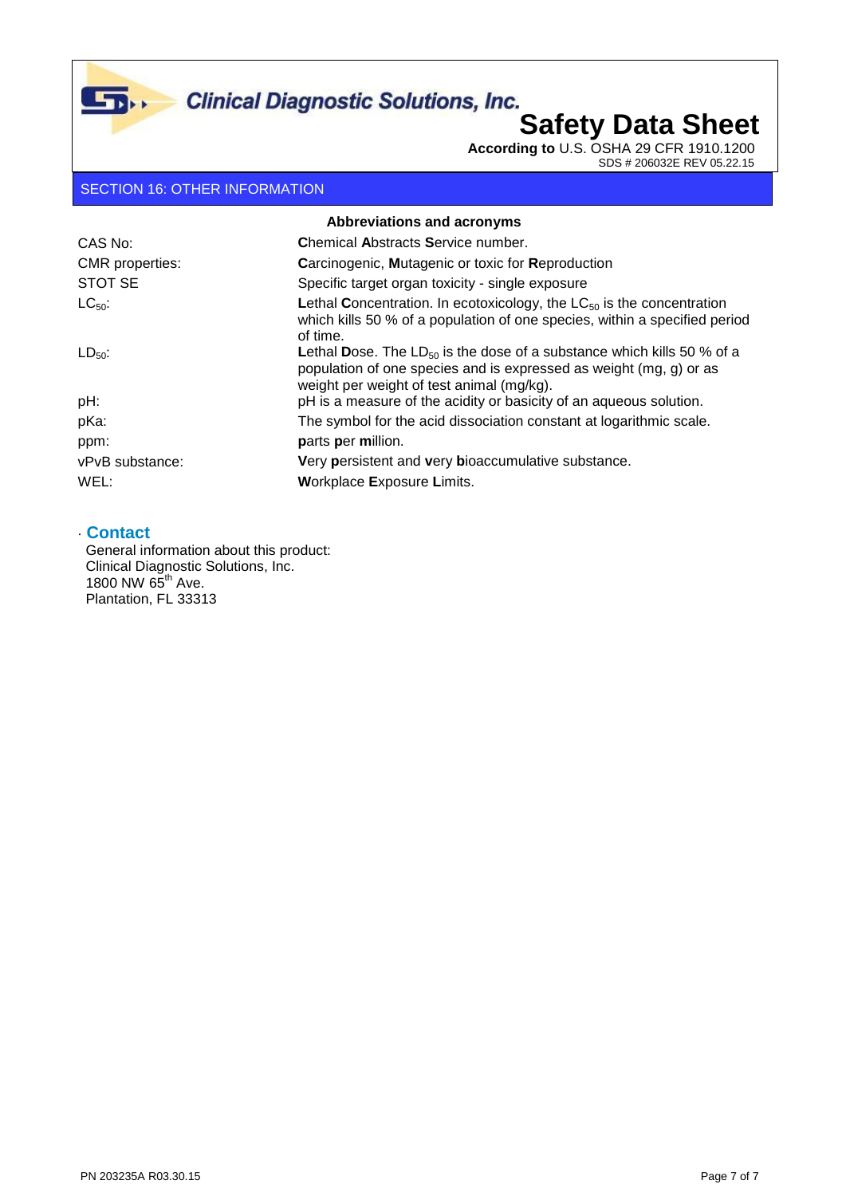## SECTION 16: OTHER INFORMATION

**Abbreviations and acronyms**

| | |
|---|---|
| CAS No: | **C**hemical **A**bstracts **S**ervice number. |
| CMR properties: | **C**arcinogenic, **M**utagenic or toxic for **R**eproduction |
| STOT SE | Specific target organ toxicity - single exposure |
| $LC_{50}$: | **L**ethal **C**oncentration. In ecotoxicology, the $LC_{50}$ is the concentration which kills 50 % of a population of one species, within a specified period of time. |
| $LD_{50}$: | **L**ethal **D**ose. The $LD_{50}$ is the dose of a substance which kills 50 % of a population of one species and is expressed as weight (mg, g) or as weight per weight of test animal (mg/kg). |
| pH: | pH is a measure of the acidity or basicity of an aqueous solution. |
| pKa: | The symbol for the acid dissociation constant at logarithmic scale. |
| ppm: | **p**arts **p**er **m**illion. |
| vPvB substance: | **V**ery **p**ersistent and **v**ery **b**ioaccumulative substance. |
| WEL: | **W**orkplace **E**xposure **L**imits. |

· **Contact**

General information about this product:
Clinical Diagnostic Solutions, Inc.
1800 NW 65th Ave.
Plantation, FL 33313